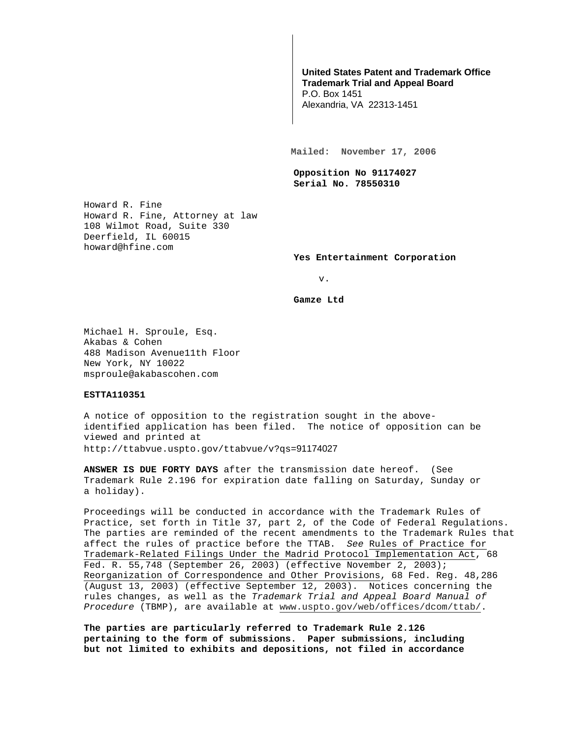**United States Patent and Trademark Office**
**Trademark Trial and Appeal Board**
P.O. Box 1451
Alexandria, VA 22313-1451

**Mailed: November 17, 2006**

**Opposition No 91174027**
**Serial No. 78550310**

Howard R. Fine
Howard R. Fine, Attorney at law
108 Wilmot Road, Suite 330
Deerfield, IL 60015
howard@hfine.com

**Yes Entertainment Corporation**

v.

**Gamze Ltd**

Michael H. Sproule, Esq.
Akabas & Cohen
488 Madison Avenue11th Floor
New York, NY 10022
msproule@akabascohen.com

**ESTTA110351**

A notice of opposition to the registration sought in the above-identified application has been filed. The notice of opposition can be viewed and printed at
http://ttabvue.uspto.gov/ttabvue/v?qs=91174027

**ANSWER IS DUE FORTY DAYS** after the transmission date hereof. (See Trademark Rule 2.196 for expiration date falling on Saturday, Sunday or a holiday).

Proceedings will be conducted in accordance with the Trademark Rules of Practice, set forth in Title 37, part 2, of the Code of Federal Regulations. The parties are reminded of the recent amendments to the Trademark Rules that affect the rules of practice before the TTAB. *See* Rules of Practice for Trademark-Related Filings Under the Madrid Protocol Implementation Act, 68 Fed. R. 55,748 (September 26, 2003) (effective November 2, 2003); Reorganization of Correspondence and Other Provisions, 68 Fed. Reg. 48,286 (August 13, 2003) (effective September 12, 2003). Notices concerning the rules changes, as well as the *Trademark Trial and Appeal Board Manual of Procedure* (TBMP), are available at www.uspto.gov/web/offices/dcom/ttab/.

**The parties are particularly referred to Trademark Rule 2.126 pertaining to the form of submissions. Paper submissions, including but not limited to exhibits and depositions, not filed in accordance**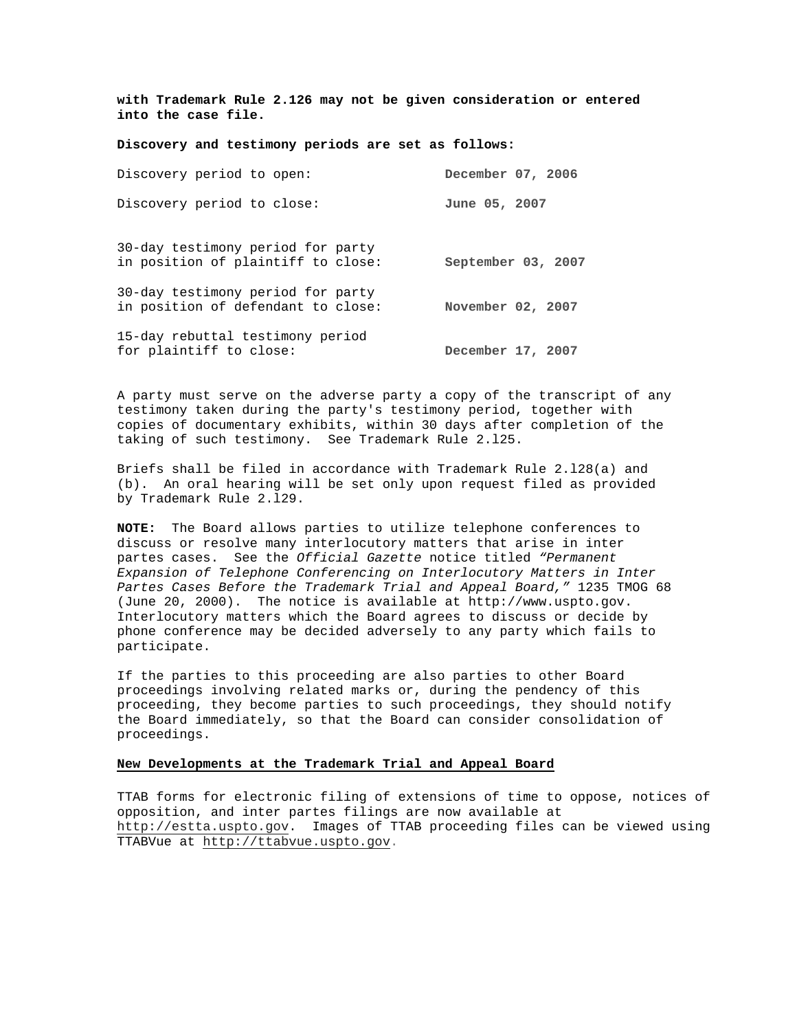**with Trademark Rule 2.126 may not be given consideration or entered into the case file.**

**Discovery and testimony periods are set as follows:**

| | |
|---|---|
| Discovery period to open: | **December 07, 2006** |
| Discovery period to close: | **June 05, 2007** |
| 30-day testimony period for party in position of plaintiff to close: | **September 03, 2007** |
| 30-day testimony period for party in position of defendant to close: | **November 02, 2007** |
| 15-day rebuttal testimony period for plaintiff to close: | **December 17, 2007** |

A party must serve on the adverse party a copy of the transcript of any testimony taken during the party's testimony period, together with copies of documentary exhibits, within 30 days after completion of the taking of such testimony. See Trademark Rule 2.l25.

Briefs shall be filed in accordance with Trademark Rule 2.l28(a) and (b). An oral hearing will be set only upon request filed as provided by Trademark Rule 2.l29.

**NOTE:** The Board allows parties to utilize telephone conferences to discuss or resolve many interlocutory matters that arise in inter partes cases. See the *Official Gazette* notice titled *"Permanent Expansion of Telephone Conferencing on Interlocutory Matters in Inter Partes Cases Before the Trademark Trial and Appeal Board,"* 1235 TMOG 68 (June 20, 2000). The notice is available at http://www.uspto.gov. Interlocutory matters which the Board agrees to discuss or decide by phone conference may be decided adversely to any party which fails to participate.

If the parties to this proceeding are also parties to other Board proceedings involving related marks or, during the pendency of this proceeding, they become parties to such proceedings, they should notify the Board immediately, so that the Board can consider consolidation of proceedings.

**New Developments at the Trademark Trial and Appeal Board**

TTAB forms for electronic filing of extensions of time to oppose, notices of opposition, and inter partes filings are now available at http://estta.uspto.gov. Images of TTAB proceeding files can be viewed using TTABVue at http://ttabvue.uspto.gov.